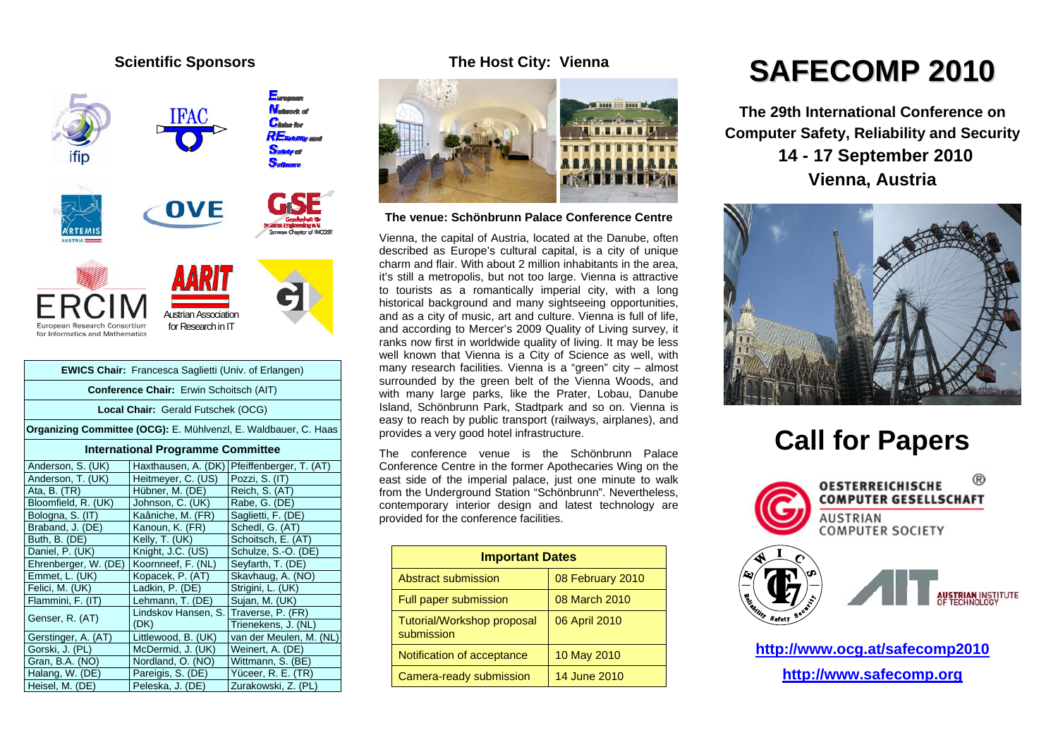## Scientific Sponsors

European Network of Clubs for REliability and Safety of Software

ERCIM European Research Consortium for Informatics and Mathematics

AARIT Austrian Association for Research in IT

| EWICS Chair: Francesca Saglietti (Univ. of Erlangen) |
|---|
| Conference Chair: Erwin Schoitsch (AIT) |
| Local Chair: Gerald Futschek (OCG) |
| Organizing Committee (OCG): E. Mühlvenzl, E. Waldbauer, C. Haas |

### International Programme Committee

| | | |
|---|---|---|
| Anderson, S. (UK) | Haxthausen, A. (DK) | Pfeiffenberger, T. (AT) |
| Anderson, T. (UK) | Heitmeyer, C. (US) | Pozzi, S. (IT) |
| Ata, B. (TR) | Hübner, M. (DE) | Reich, S. (AT) |
| Bloomfield, R. (UK) | Johnson, C. (UK) | Rabe, G. (DE) |
| Bologna, S. (IT) | Kaâniche, M. (FR) | Saglietti, F. (DE) |
| Braband, J. (DE) | Kanoun, K. (FR) | Schedl, G. (AT) |
| Buth, B. (DE) | Kelly, T. (UK) | Schoitsch, E. (AT) |
| Daniel, P. (UK) | Knight, J.C. (US) | Schulze, S.-O. (DE) |
| Ehrenberger, W. (DE) | Koornneef, F. (NL) | Seyfarth, T. (DE) |
| Emmet, L. (UK) | Kopacek, P. (AT) | Skavhaug, A. (NO) |
| Felici, M. (UK) | Ladkin, P. (DE) | Strigini, L. (UK) |
| Flammini, F. (IT) | Lehmann, T. (DE) | Sujan, M. (UK) |
| Genser, R. (AT) | Lindskov Hansen, S. (DK) | Traverse, P. (FR) |
| | | Trienekens, J. (NL) |
| Gerstinger, A. (AT) | Littlewood, B. (UK) | van der Meulen, M. (NL) |
| Gorski, J. (PL) | McDermid, J. (UK) | Weinert, A. (DE) |
| Gran, B.A. (NO) | Nordland, O. (NO) | Wittmann, S. (BE) |
| Halang, W. (DE) | Pareigis, S. (DE) | Yüceer, R. E. (TR) |
| Heisel, M. (DE) | Peleska, J. (DE) | Zurakowski, Z. (PL) |

## The Host City: Vienna

**The venue: Schönbrunn Palace Conference Centre**

Vienna, the capital of Austria, located at the Danube, often described as Europe's cultural capital, is a city of unique charm and flair. With about 2 million inhabitants in the area, it's still a metropolis, but not too large. Vienna is attractive to tourists as a romantically imperial city, with a long historical background and many sightseeing opportunities, and as a city of music, art and culture. Vienna is full of life, and according to Mercer's 2009 Quality of Living survey, it ranks now first in worldwide quality of living. It may be less well known that Vienna is a City of Science as well, with many research facilities. Vienna is a "green" city – almost surrounded by the green belt of the Vienna Woods, and with many large parks, like the Prater, Lobau, Danube Island, Schönbrunn Park, Stadtpark and so on. Vienna is easy to reach by public transport (railways, airplanes), and provides a very good hotel infrastructure.

The conference venue is the Schönbrunn Palace Conference Centre in the former Apothecaries Wing on the east side of the imperial palace, just one minute to walk from the Underground Station "Schönbrunn". Nevertheless, contemporary interior design and latest technology are provided for the conference facilities.

| Important Dates | |
|---|---|
| Abstract submission | 08 February 2010 |
| Full paper submission | 08 March 2010 |
| Tutorial/Workshop proposal submission | 06 April 2010 |
| Notification of acceptance | 10 May 2010 |
| Camera-ready submission | 14 June 2010 |

# SAFECOMP 2010

**The 29th International Conference on Computer Safety, Reliability and Security**

**14 - 17 September 2010**

**Vienna, Austria**

# Call for Papers

OESTERREICHISCHE COMPUTER GESELLSCHAFT
AUSTRIAN COMPUTER SOCIETY

AUSTRIAN INSTITUTE OF TECHNOLOGY

**http://www.ocg.at/safecomp2010**

**http://www.safecomp.org**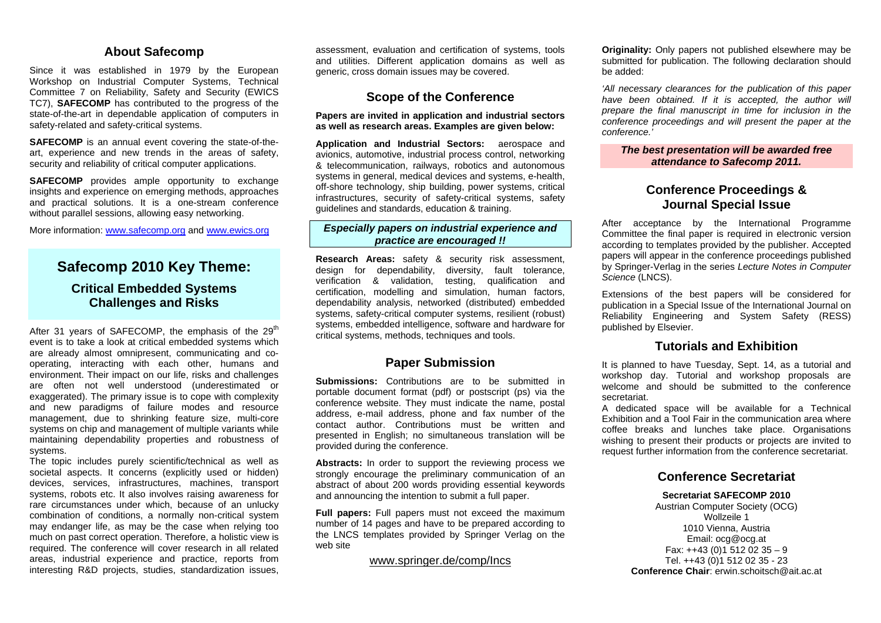## About Safecomp

Since it was established in 1979 by the European Workshop on Industrial Computer Systems, Technical Committee 7 on Reliability, Safety and Security (EWICS TC7), **SAFECOMP** has contributed to the progress of the state-of-the-art in dependable application of computers in safety-related and safety-critical systems.

**SAFECOMP** is an annual event covering the state-of-the-art, experience and new trends in the areas of safety, security and reliability of critical computer applications.

**SAFECOMP** provides ample opportunity to exchange insights and experience on emerging methods, approaches and practical solutions. It is a one-stream conference without parallel sessions, allowing easy networking.

More information: www.safecomp.org and www.ewics.org

## Safecomp 2010 Key Theme:

### Critical Embedded Systems Challenges and Risks

After 31 years of SAFECOMP, the emphasis of the 29th event is to take a look at critical embedded systems which are already almost omnipresent, communicating and co-operating, interacting with each other, humans and environment. Their impact on our life, risks and challenges are often not well understood (underestimated or exaggerated). The primary issue is to cope with complexity and new paradigms of failure modes and resource management, due to shrinking feature size, multi-core systems on chip and management of multiple variants while maintaining dependability properties and robustness of systems.

The topic includes purely scientific/technical as well as societal aspects. It concerns (explicitly used or hidden) devices, services, infrastructures, machines, transport systems, robots etc. It also involves raising awareness for rare circumstances under which, because of an unlucky combination of conditions, a normally non-critical system may endanger life, as may be the case when relying too much on past correct operation. Therefore, a holistic view is required. The conference will cover research in all related areas, industrial experience and practice, reports from interesting R&D projects, studies, standardization issues, assessment, evaluation and certification of systems, tools and utilities. Different application domains as well as generic, cross domain issues may be covered.

## Scope of the Conference

**Papers are invited in application and industrial sectors as well as research areas. Examples are given below:**

**Application and Industrial Sectors:** aerospace and avionics, automotive, industrial process control, networking & telecommunication, railways, robotics and autonomous systems in general, medical devices and systems, e-health, off-shore technology, ship building, power systems, critical infrastructures, security of safety-critical systems, safety guidelines and standards, education & training.

***Especially papers on industrial experience and practice are encouraged !!***

**Research Areas:** safety & security risk assessment, design for dependability, diversity, fault tolerance, verification & validation, testing, qualification and certification, modelling and simulation, human factors, dependability analysis, networked (distributed) embedded systems, safety-critical computer systems, resilient (robust) systems, embedded intelligence, software and hardware for critical systems, methods, techniques and tools.

## Paper Submission

**Submissions:** Contributions are to be submitted in portable document format (pdf) or postscript (ps) via the conference website. They must indicate the name, postal address, e-mail address, phone and fax number of the contact author. Contributions must be written and presented in English; no simultaneous translation will be provided during the conference.

**Abstracts:** In order to support the reviewing process we strongly encourage the preliminary communication of an abstract of about 200 words providing essential keywords and announcing the intention to submit a full paper.

**Full papers:** Full papers must not exceed the maximum number of 14 pages and have to be prepared according to the LNCS templates provided by Springer Verlag on the web site

www.springer.de/comp/lncs

**Originality:** Only papers not published elsewhere may be submitted for publication. The following declaration should be added:

*'All necessary clearances for the publication of this paper have been obtained. If it is accepted, the author will prepare the final manuscript in time for inclusion in the conference proceedings and will present the paper at the conference.'*

***The best presentation will be awarded free attendance to Safecomp 2011.***

## Conference Proceedings & Journal Special Issue

After acceptance by the International Programme Committee the final paper is required in electronic version according to templates provided by the publisher. Accepted papers will appear in the conference proceedings published by Springer-Verlag in the series *Lecture Notes in Computer Science* (LNCS).

Extensions of the best papers will be considered for publication in a Special Issue of the International Journal on Reliability Engineering and System Safety (RESS) published by Elsevier.

## Tutorials and Exhibition

It is planned to have Tuesday, Sept. 14, as a tutorial and workshop day. Tutorial and workshop proposals are welcome and should be submitted to the conference secretariat.

A dedicated space will be available for a Technical Exhibition and a Tool Fair in the communication area where coffee breaks and lunches take place. Organisations wishing to present their products or projects are invited to request further information from the conference secretariat.

## Conference Secretariat

**Secretariat SAFECOMP 2010**
Austrian Computer Society (OCG)
Wollzeile 1
1010 Vienna, Austria
Email: ocg@ocg.at
Fax: ++43 (0)1 512 02 35 – 9
Tel. ++43 (0)1 512 02 35 - 23
**Conference Chair**: erwin.schoitsch@ait.ac.at